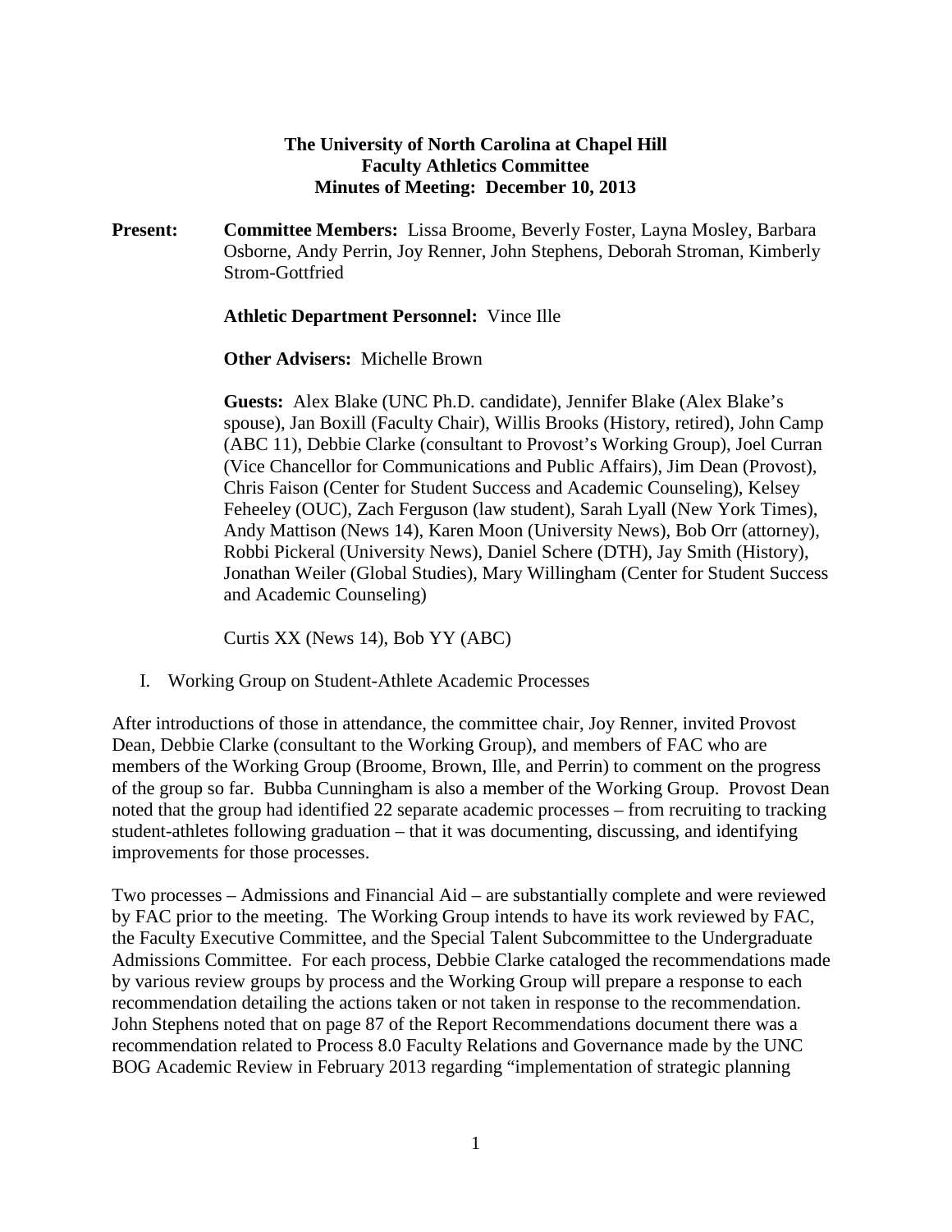**The University of North Carolina at Chapel Hill**
**Faculty Athletics Committee**
**Minutes of Meeting: December 10, 2013**

**Present:** **Committee Members:** Lissa Broome, Beverly Foster, Layna Mosley, Barbara Osborne, Andy Perrin, Joy Renner, John Stephens, Deborah Stroman, Kimberly Strom-Gottfried

**Athletic Department Personnel:** Vince Ille

**Other Advisers:** Michelle Brown

**Guests:** Alex Blake (UNC Ph.D. candidate), Jennifer Blake (Alex Blake's spouse), Jan Boxill (Faculty Chair), Willis Brooks (History, retired), John Camp (ABC 11), Debbie Clarke (consultant to Provost's Working Group), Joel Curran (Vice Chancellor for Communications and Public Affairs), Jim Dean (Provost), Chris Faison (Center for Student Success and Academic Counseling), Kelsey Feheeley (OUC), Zach Ferguson (law student), Sarah Lyall (New York Times), Andy Mattison (News 14), Karen Moon (University News), Bob Orr (attorney), Robbi Pickeral (University News), Daniel Schere (DTH), Jay Smith (History), Jonathan Weiler (Global Studies), Mary Willingham (Center for Student Success and Academic Counseling)

Curtis XX (News 14), Bob YY (ABC)

I. Working Group on Student-Athlete Academic Processes

After introductions of those in attendance, the committee chair, Joy Renner, invited Provost Dean, Debbie Clarke (consultant to the Working Group), and members of FAC who are members of the Working Group (Broome, Brown, Ille, and Perrin) to comment on the progress of the group so far. Bubba Cunningham is also a member of the Working Group. Provost Dean noted that the group had identified 22 separate academic processes – from recruiting to tracking student-athletes following graduation – that it was documenting, discussing, and identifying improvements for those processes.

Two processes – Admissions and Financial Aid – are substantially complete and were reviewed by FAC prior to the meeting. The Working Group intends to have its work reviewed by FAC, the Faculty Executive Committee, and the Special Talent Subcommittee to the Undergraduate Admissions Committee. For each process, Debbie Clarke cataloged the recommendations made by various review groups by process and the Working Group will prepare a response to each recommendation detailing the actions taken or not taken in response to the recommendation. John Stephens noted that on page 87 of the Report Recommendations document there was a recommendation related to Process 8.0 Faculty Relations and Governance made by the UNC BOG Academic Review in February 2013 regarding "implementation of strategic planning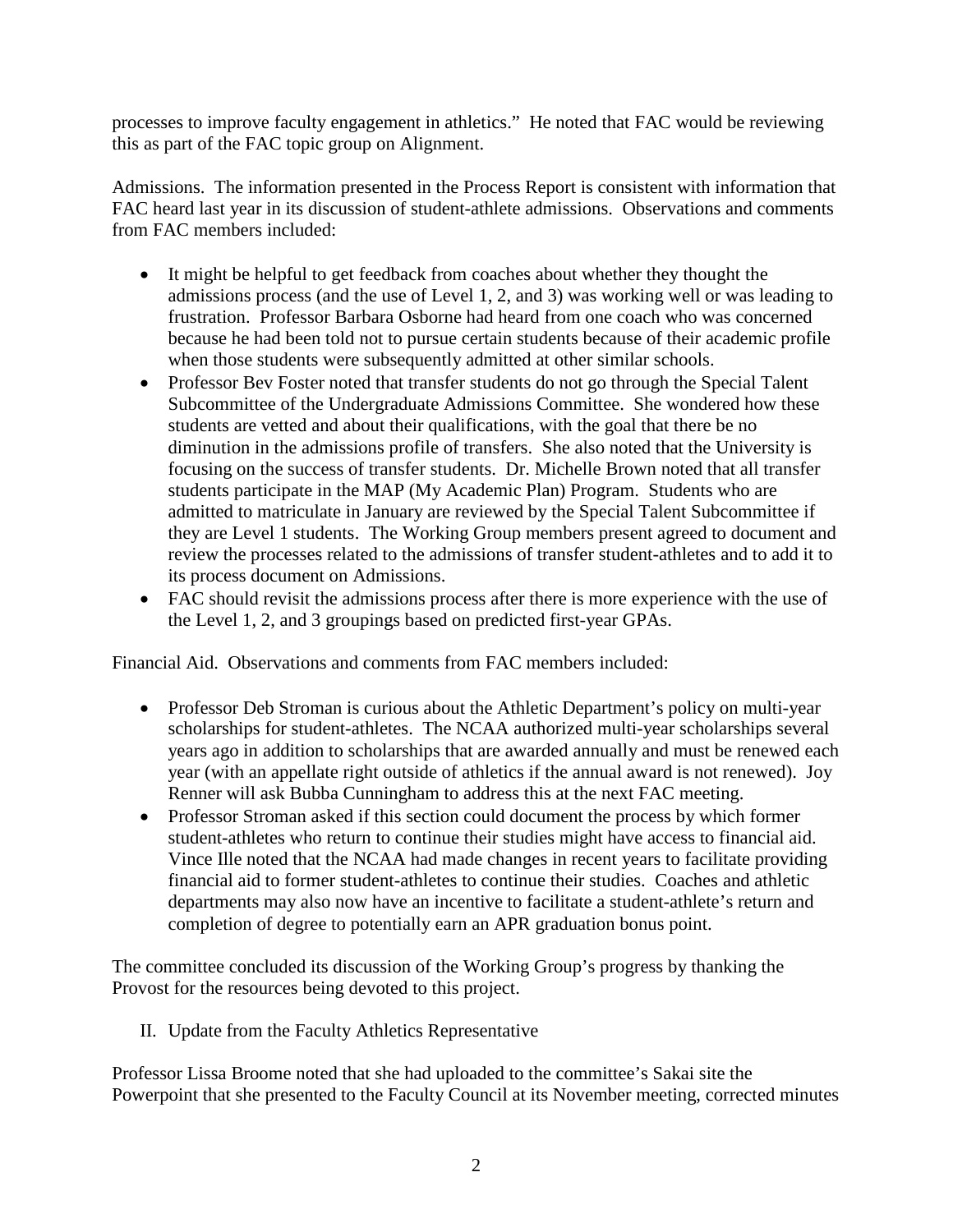processes to improve faculty engagement in athletics." He noted that FAC would be reviewing this as part of the FAC topic group on Alignment.

Admissions. The information presented in the Process Report is consistent with information that FAC heard last year in its discussion of student-athlete admissions. Observations and comments from FAC members included:

- It might be helpful to get feedback from coaches about whether they thought the admissions process (and the use of Level 1, 2, and 3) was working well or was leading to frustration. Professor Barbara Osborne had heard from one coach who was concerned because he had been told not to pursue certain students because of their academic profile when those students were subsequently admitted at other similar schools.
- Professor Bev Foster noted that transfer students do not go through the Special Talent Subcommittee of the Undergraduate Admissions Committee. She wondered how these students are vetted and about their qualifications, with the goal that there be no diminution in the admissions profile of transfers. She also noted that the University is focusing on the success of transfer students. Dr. Michelle Brown noted that all transfer students participate in the MAP (My Academic Plan) Program. Students who are admitted to matriculate in January are reviewed by the Special Talent Subcommittee if they are Level 1 students. The Working Group members present agreed to document and review the processes related to the admissions of transfer student-athletes and to add it to its process document on Admissions.
- FAC should revisit the admissions process after there is more experience with the use of the Level 1, 2, and 3 groupings based on predicted first-year GPAs.

Financial Aid. Observations and comments from FAC members included:

- Professor Deb Stroman is curious about the Athletic Department's policy on multi-year scholarships for student-athletes. The NCAA authorized multi-year scholarships several years ago in addition to scholarships that are awarded annually and must be renewed each year (with an appellate right outside of athletics if the annual award is not renewed). Joy Renner will ask Bubba Cunningham to address this at the next FAC meeting.
- Professor Stroman asked if this section could document the process by which former student-athletes who return to continue their studies might have access to financial aid. Vince Ille noted that the NCAA had made changes in recent years to facilitate providing financial aid to former student-athletes to continue their studies. Coaches and athletic departments may also now have an incentive to facilitate a student-athlete's return and completion of degree to potentially earn an APR graduation bonus point.

The committee concluded its discussion of the Working Group's progress by thanking the Provost for the resources being devoted to this project.

II. Update from the Faculty Athletics Representative

Professor Lissa Broome noted that she had uploaded to the committee's Sakai site the Powerpoint that she presented to the Faculty Council at its November meeting, corrected minutes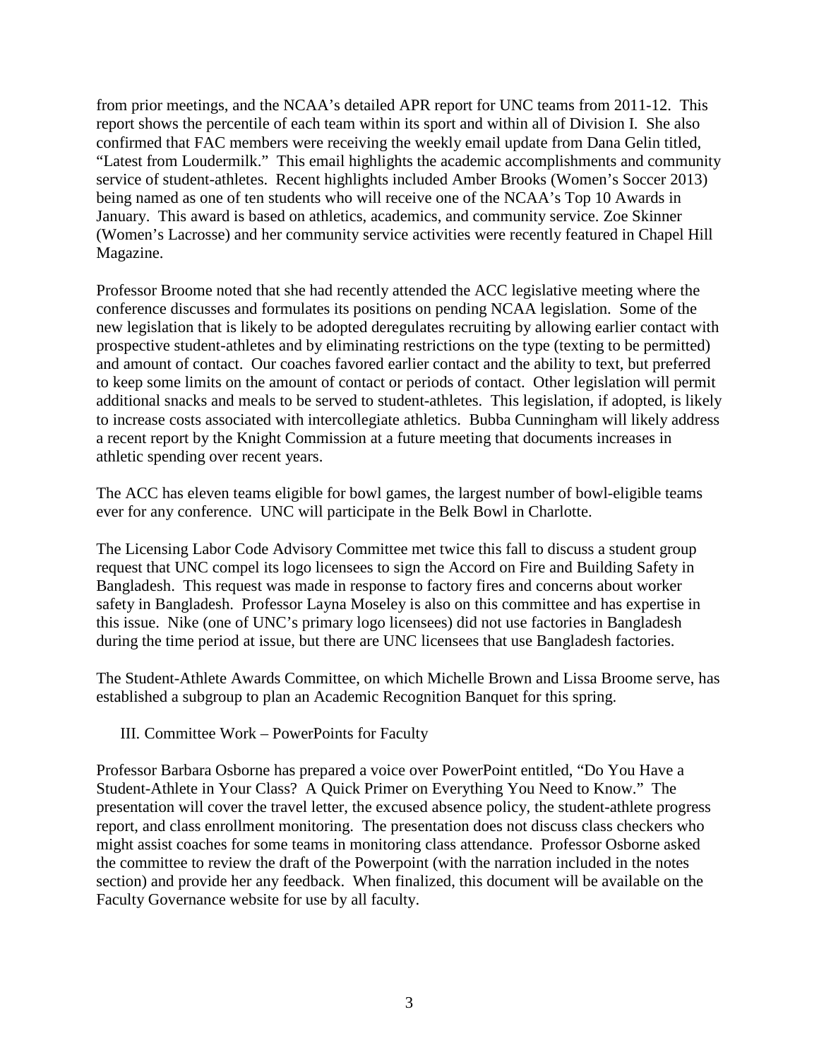from prior meetings, and the NCAA's detailed APR report for UNC teams from 2011-12. This report shows the percentile of each team within its sport and within all of Division I. She also confirmed that FAC members were receiving the weekly email update from Dana Gelin titled, "Latest from Loudermilk." This email highlights the academic accomplishments and community service of student-athletes. Recent highlights included Amber Brooks (Women's Soccer 2013) being named as one of ten students who will receive one of the NCAA's Top 10 Awards in January. This award is based on athletics, academics, and community service. Zoe Skinner (Women's Lacrosse) and her community service activities were recently featured in Chapel Hill Magazine.

Professor Broome noted that she had recently attended the ACC legislative meeting where the conference discusses and formulates its positions on pending NCAA legislation. Some of the new legislation that is likely to be adopted deregulates recruiting by allowing earlier contact with prospective student-athletes and by eliminating restrictions on the type (texting to be permitted) and amount of contact. Our coaches favored earlier contact and the ability to text, but preferred to keep some limits on the amount of contact or periods of contact. Other legislation will permit additional snacks and meals to be served to student-athletes. This legislation, if adopted, is likely to increase costs associated with intercollegiate athletics. Bubba Cunningham will likely address a recent report by the Knight Commission at a future meeting that documents increases in athletic spending over recent years.

The ACC has eleven teams eligible for bowl games, the largest number of bowl-eligible teams ever for any conference. UNC will participate in the Belk Bowl in Charlotte.

The Licensing Labor Code Advisory Committee met twice this fall to discuss a student group request that UNC compel its logo licensees to sign the Accord on Fire and Building Safety in Bangladesh. This request was made in response to factory fires and concerns about worker safety in Bangladesh. Professor Layna Moseley is also on this committee and has expertise in this issue. Nike (one of UNC's primary logo licensees) did not use factories in Bangladesh during the time period at issue, but there are UNC licensees that use Bangladesh factories.

The Student-Athlete Awards Committee, on which Michelle Brown and Lissa Broome serve, has established a subgroup to plan an Academic Recognition Banquet for this spring.

## III. Committee Work – PowerPoints for Faculty

Professor Barbara Osborne has prepared a voice over PowerPoint entitled, "Do You Have a Student-Athlete in Your Class? A Quick Primer on Everything You Need to Know." The presentation will cover the travel letter, the excused absence policy, the student-athlete progress report, and class enrollment monitoring. The presentation does not discuss class checkers who might assist coaches for some teams in monitoring class attendance. Professor Osborne asked the committee to review the draft of the Powerpoint (with the narration included in the notes section) and provide her any feedback. When finalized, this document will be available on the Faculty Governance website for use by all faculty.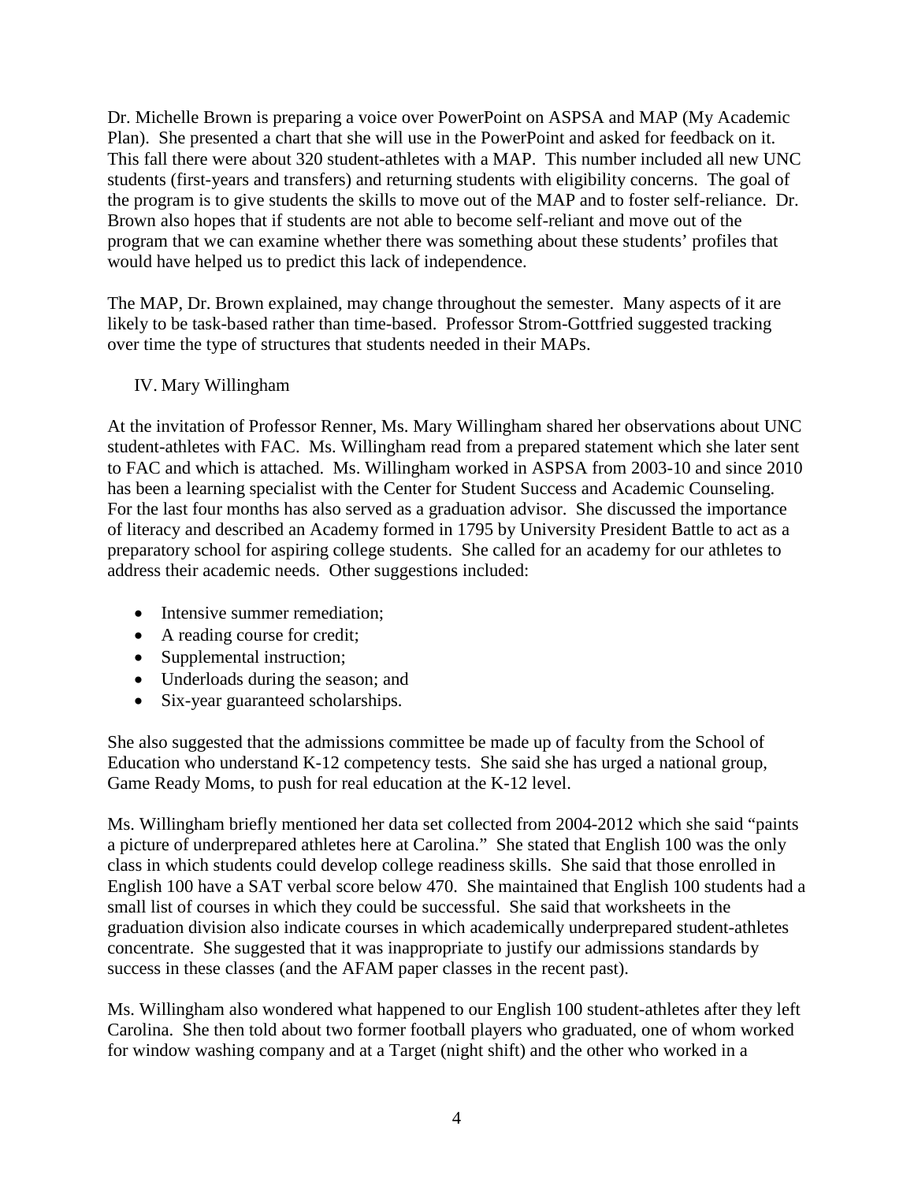Dr. Michelle Brown is preparing a voice over PowerPoint on ASPSA and MAP (My Academic Plan). She presented a chart that she will use in the PowerPoint and asked for feedback on it. This fall there were about 320 student-athletes with a MAP. This number included all new UNC students (first-years and transfers) and returning students with eligibility concerns. The goal of the program is to give students the skills to move out of the MAP and to foster self-reliance. Dr. Brown also hopes that if students are not able to become self-reliant and move out of the program that we can examine whether there was something about these students' profiles that would have helped us to predict this lack of independence.

The MAP, Dr. Brown explained, may change throughout the semester. Many aspects of it are likely to be task-based rather than time-based. Professor Strom-Gottfried suggested tracking over time the type of structures that students needed in their MAPs.

## IV. Mary Willingham

At the invitation of Professor Renner, Ms. Mary Willingham shared her observations about UNC student-athletes with FAC. Ms. Willingham read from a prepared statement which she later sent to FAC and which is attached. Ms. Willingham worked in ASPSA from 2003-10 and since 2010 has been a learning specialist with the Center for Student Success and Academic Counseling. For the last four months has also served as a graduation advisor. She discussed the importance of literacy and described an Academy formed in 1795 by University President Battle to act as a preparatory school for aspiring college students. She called for an academy for our athletes to address their academic needs. Other suggestions included:

- Intensive summer remediation;
- A reading course for credit;
- Supplemental instruction;
- Underloads during the season; and
- Six-year guaranteed scholarships.

She also suggested that the admissions committee be made up of faculty from the School of Education who understand K-12 competency tests. She said she has urged a national group, Game Ready Moms, to push for real education at the K-12 level.

Ms. Willingham briefly mentioned her data set collected from 2004-2012 which she said "paints a picture of underprepared athletes here at Carolina." She stated that English 100 was the only class in which students could develop college readiness skills. She said that those enrolled in English 100 have a SAT verbal score below 470. She maintained that English 100 students had a small list of courses in which they could be successful. She said that worksheets in the graduation division also indicate courses in which academically underprepared student-athletes concentrate. She suggested that it was inappropriate to justify our admissions standards by success in these classes (and the AFAM paper classes in the recent past).

Ms. Willingham also wondered what happened to our English 100 student-athletes after they left Carolina. She then told about two former football players who graduated, one of whom worked for window washing company and at a Target (night shift) and the other who worked in a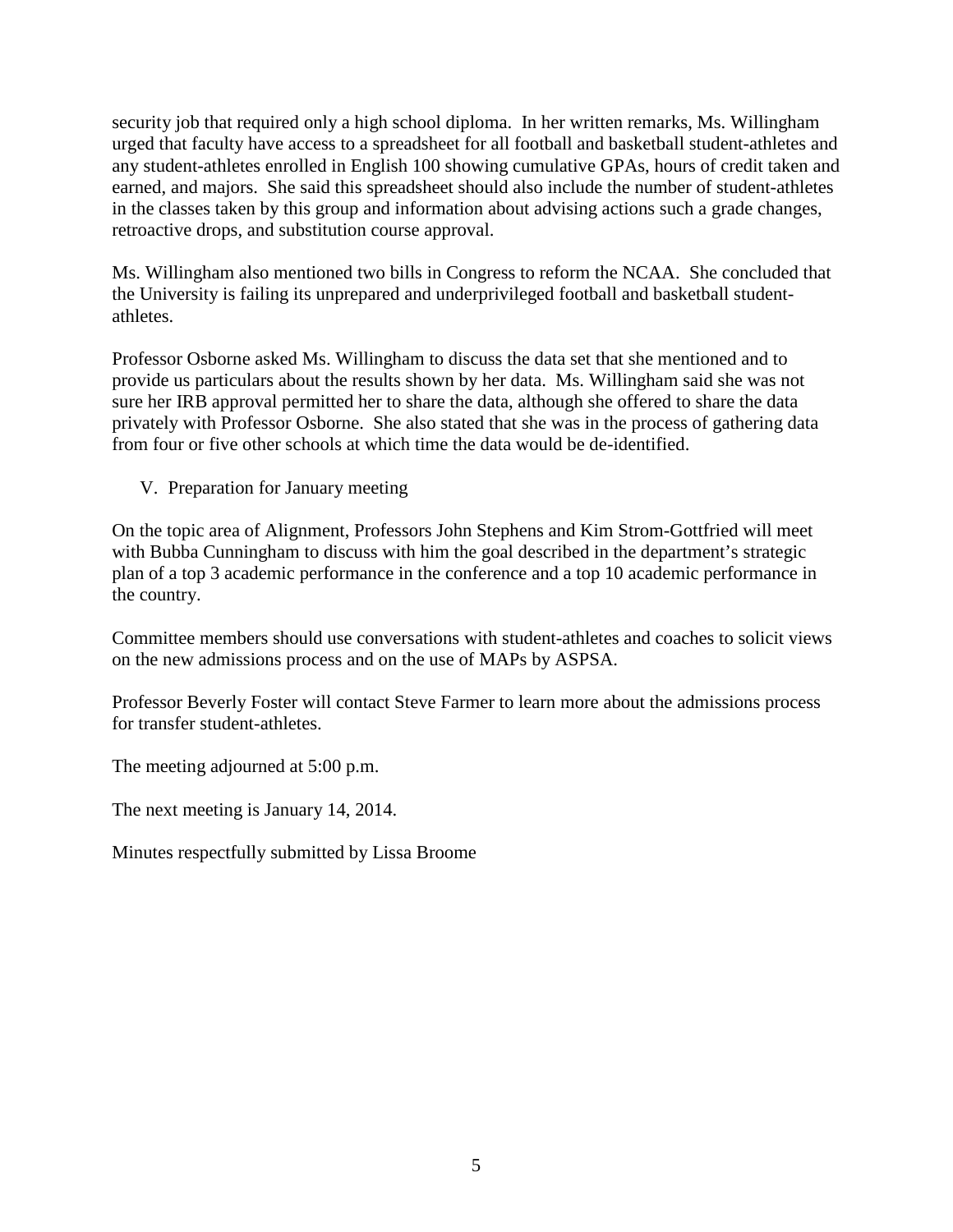security job that required only a high school diploma. In her written remarks, Ms. Willingham urged that faculty have access to a spreadsheet for all football and basketball student-athletes and any student-athletes enrolled in English 100 showing cumulative GPAs, hours of credit taken and earned, and majors. She said this spreadsheet should also include the number of student-athletes in the classes taken by this group and information about advising actions such a grade changes, retroactive drops, and substitution course approval.

Ms. Willingham also mentioned two bills in Congress to reform the NCAA. She concluded that the University is failing its unprepared and underprivileged football and basketball student-athletes.

Professor Osborne asked Ms. Willingham to discuss the data set that she mentioned and to provide us particulars about the results shown by her data. Ms. Willingham said she was not sure her IRB approval permitted her to share the data, although she offered to share the data privately with Professor Osborne. She also stated that she was in the process of gathering data from four or five other schools at which time the data would be de-identified.

V. Preparation for January meeting

On the topic area of Alignment, Professors John Stephens and Kim Strom-Gottfried will meet with Bubba Cunningham to discuss with him the goal described in the department's strategic plan of a top 3 academic performance in the conference and a top 10 academic performance in the country.

Committee members should use conversations with student-athletes and coaches to solicit views on the new admissions process and on the use of MAPs by ASPSA.

Professor Beverly Foster will contact Steve Farmer to learn more about the admissions process for transfer student-athletes.

The meeting adjourned at 5:00 p.m.

The next meeting is January 14, 2014.

Minutes respectfully submitted by Lissa Broome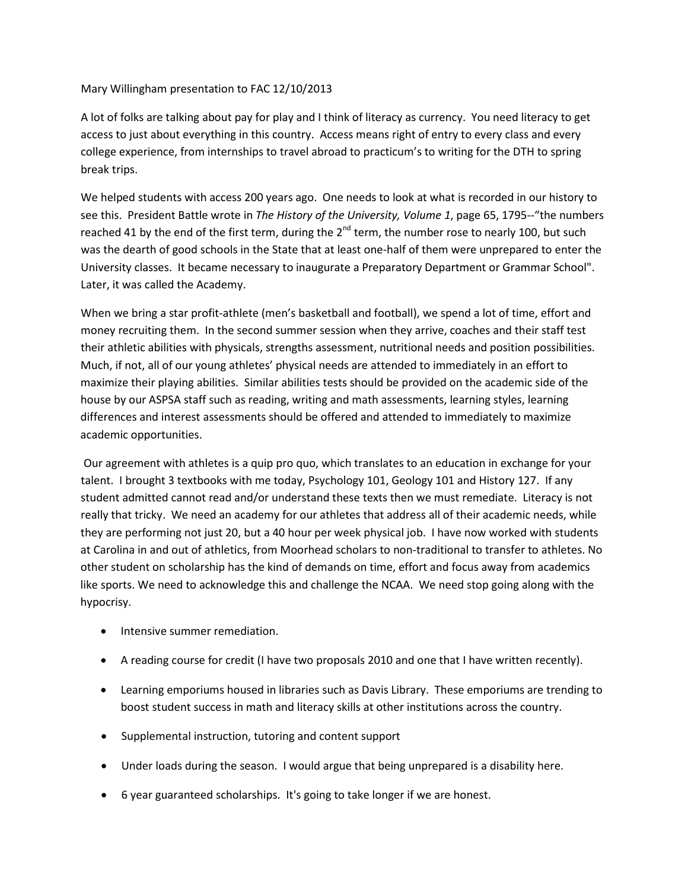Mary Willingham presentation to FAC 12/10/2013

A lot of folks are talking about pay for play and I think of literacy as currency. You need literacy to get access to just about everything in this country. Access means right of entry to every class and every college experience, from internships to travel abroad to practicum's to writing for the DTH to spring break trips.

We helped students with access 200 years ago. One needs to look at what is recorded in our history to see this. President Battle wrote in *The History of the University, Volume 1*, page 65, 1795--"the numbers reached 41 by the end of the first term, during the 2nd term, the number rose to nearly 100, but such was the dearth of good schools in the State that at least one-half of them were unprepared to enter the University classes. It became necessary to inaugurate a Preparatory Department or Grammar School". Later, it was called the Academy.

When we bring a star profit-athlete (men's basketball and football), we spend a lot of time, effort and money recruiting them. In the second summer session when they arrive, coaches and their staff test their athletic abilities with physicals, strengths assessment, nutritional needs and position possibilities. Much, if not, all of our young athletes' physical needs are attended to immediately in an effort to maximize their playing abilities. Similar abilities tests should be provided on the academic side of the house by our ASPSA staff such as reading, writing and math assessments, learning styles, learning differences and interest assessments should be offered and attended to immediately to maximize academic opportunities.

Our agreement with athletes is a quip pro quo, which translates to an education in exchange for your talent. I brought 3 textbooks with me today, Psychology 101, Geology 101 and History 127. If any student admitted cannot read and/or understand these texts then we must remediate. Literacy is not really that tricky. We need an academy for our athletes that address all of their academic needs, while they are performing not just 20, but a 40 hour per week physical job. I have now worked with students at Carolina in and out of athletics, from Moorhead scholars to non-traditional to transfer to athletes. No other student on scholarship has the kind of demands on time, effort and focus away from academics like sports. We need to acknowledge this and challenge the NCAA. We need stop going along with the hypocrisy.

- Intensive summer remediation.
- A reading course for credit (I have two proposals 2010 and one that I have written recently).
- Learning emporiums housed in libraries such as Davis Library. These emporiums are trending to boost student success in math and literacy skills at other institutions across the country.
- Supplemental instruction, tutoring and content support
- Under loads during the season. I would argue that being unprepared is a disability here.
- 6 year guaranteed scholarships. It's going to take longer if we are honest.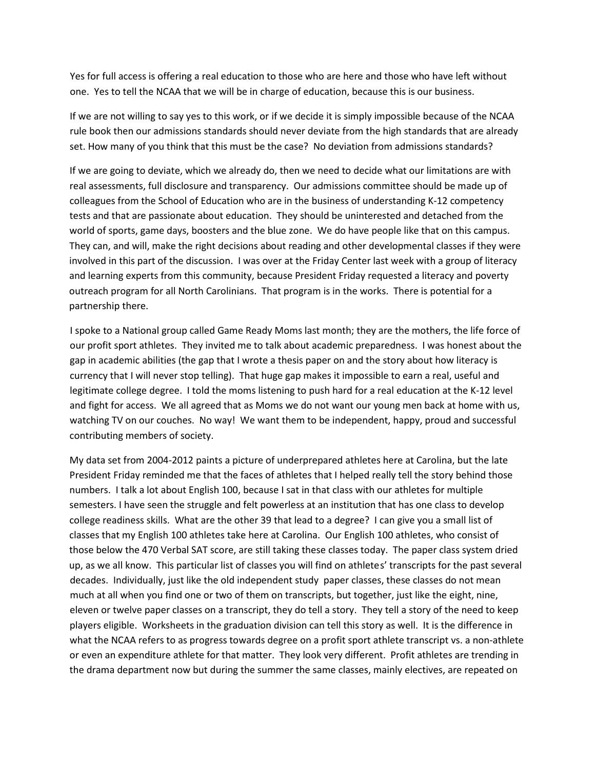Yes for full access is offering a real education to those who are here and those who have left without one. Yes to tell the NCAA that we will be in charge of education, because this is our business.

If we are not willing to say yes to this work, or if we decide it is simply impossible because of the NCAA rule book then our admissions standards should never deviate from the high standards that are already set. How many of you think that this must be the case? No deviation from admissions standards?

If we are going to deviate, which we already do, then we need to decide what our limitations are with real assessments, full disclosure and transparency. Our admissions committee should be made up of colleagues from the School of Education who are in the business of understanding K-12 competency tests and that are passionate about education. They should be uninterested and detached from the world of sports, game days, boosters and the blue zone. We do have people like that on this campus. They can, and will, make the right decisions about reading and other developmental classes if they were involved in this part of the discussion. I was over at the Friday Center last week with a group of literacy and learning experts from this community, because President Friday requested a literacy and poverty outreach program for all North Carolinians. That program is in the works. There is potential for a partnership there.

I spoke to a National group called Game Ready Moms last month; they are the mothers, the life force of our profit sport athletes. They invited me to talk about academic preparedness. I was honest about the gap in academic abilities (the gap that I wrote a thesis paper on and the story about how literacy is currency that I will never stop telling). That huge gap makes it impossible to earn a real, useful and legitimate college degree. I told the moms listening to push hard for a real education at the K-12 level and fight for access. We all agreed that as Moms we do not want our young men back at home with us, watching TV on our couches. No way! We want them to be independent, happy, proud and successful contributing members of society.

My data set from 2004-2012 paints a picture of underprepared athletes here at Carolina, but the late President Friday reminded me that the faces of athletes that I helped really tell the story behind those numbers. I talk a lot about English 100, because I sat in that class with our athletes for multiple semesters. I have seen the struggle and felt powerless at an institution that has one class to develop college readiness skills. What are the other 39 that lead to a degree? I can give you a small list of classes that my English 100 athletes take here at Carolina. Our English 100 athletes, who consist of those below the 470 Verbal SAT score, are still taking these classes today. The paper class system dried up, as we all know. This particular list of classes you will find on athletes' transcripts for the past several decades. Individually, just like the old independent study paper classes, these classes do not mean much at all when you find one or two of them on transcripts, but together, just like the eight, nine, eleven or twelve paper classes on a transcript, they do tell a story. They tell a story of the need to keep players eligible. Worksheets in the graduation division can tell this story as well. It is the difference in what the NCAA refers to as progress towards degree on a profit sport athlete transcript vs. a non-athlete or even an expenditure athlete for that matter. They look very different. Profit athletes are trending in the drama department now but during the summer the same classes, mainly electives, are repeated on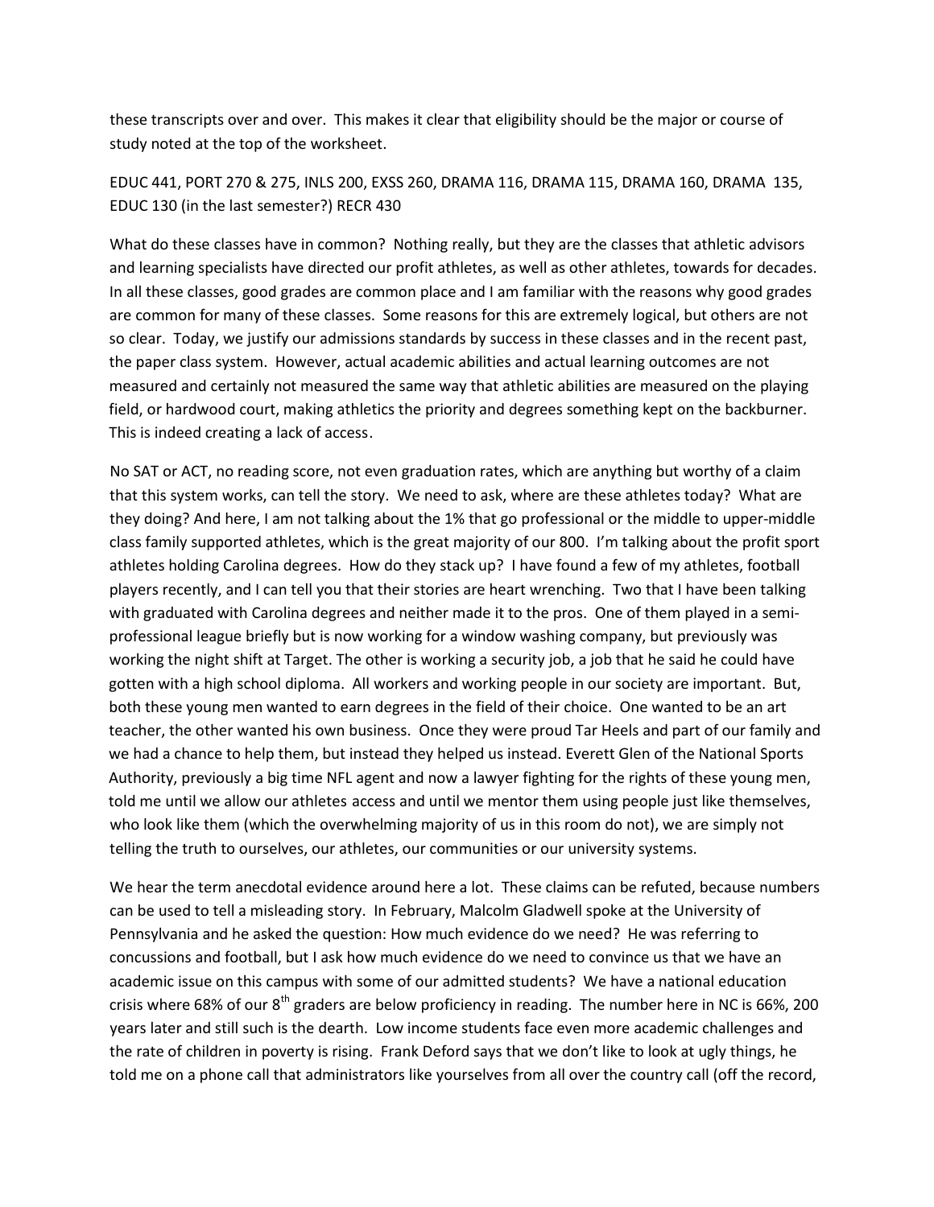these transcripts over and over. This makes it clear that eligibility should be the major or course of study noted at the top of the worksheet.

EDUC 441, PORT 270 & 275, INLS 200, EXSS 260, DRAMA 116, DRAMA 115, DRAMA 160, DRAMA 135, EDUC 130 (in the last semester?) RECR 430

What do these classes have in common? Nothing really, but they are the classes that athletic advisors and learning specialists have directed our profit athletes, as well as other athletes, towards for decades. In all these classes, good grades are common place and I am familiar with the reasons why good grades are common for many of these classes. Some reasons for this are extremely logical, but others are not so clear. Today, we justify our admissions standards by success in these classes and in the recent past, the paper class system. However, actual academic abilities and actual learning outcomes are not measured and certainly not measured the same way that athletic abilities are measured on the playing field, or hardwood court, making athletics the priority and degrees something kept on the backburner. This is indeed creating a lack of access.

No SAT or ACT, no reading score, not even graduation rates, which are anything but worthy of a claim that this system works, can tell the story. We need to ask, where are these athletes today? What are they doing? And here, I am not talking about the 1% that go professional or the middle to upper-middle class family supported athletes, which is the great majority of our 800. I'm talking about the profit sport athletes holding Carolina degrees. How do they stack up? I have found a few of my athletes, football players recently, and I can tell you that their stories are heart wrenching. Two that I have been talking with graduated with Carolina degrees and neither made it to the pros. One of them played in a semi-professional league briefly but is now working for a window washing company, but previously was working the night shift at Target. The other is working a security job, a job that he said he could have gotten with a high school diploma. All workers and working people in our society are important. But, both these young men wanted to earn degrees in the field of their choice. One wanted to be an art teacher, the other wanted his own business. Once they were proud Tar Heels and part of our family and we had a chance to help them, but instead they helped us instead. Everett Glen of the National Sports Authority, previously a big time NFL agent and now a lawyer fighting for the rights of these young men, told me until we allow our athletes access and until we mentor them using people just like themselves, who look like them (which the overwhelming majority of us in this room do not), we are simply not telling the truth to ourselves, our athletes, our communities or our university systems.

We hear the term anecdotal evidence around here a lot. These claims can be refuted, because numbers can be used to tell a misleading story. In February, Malcolm Gladwell spoke at the University of Pennsylvania and he asked the question: How much evidence do we need? He was referring to concussions and football, but I ask how much evidence do we need to convince us that we have an academic issue on this campus with some of our admitted students? We have a national education crisis where 68% of our 8th graders are below proficiency in reading. The number here in NC is 66%, 200 years later and still such is the dearth. Low income students face even more academic challenges and the rate of children in poverty is rising. Frank Deford says that we don't like to look at ugly things, he told me on a phone call that administrators like yourselves from all over the country call (off the record,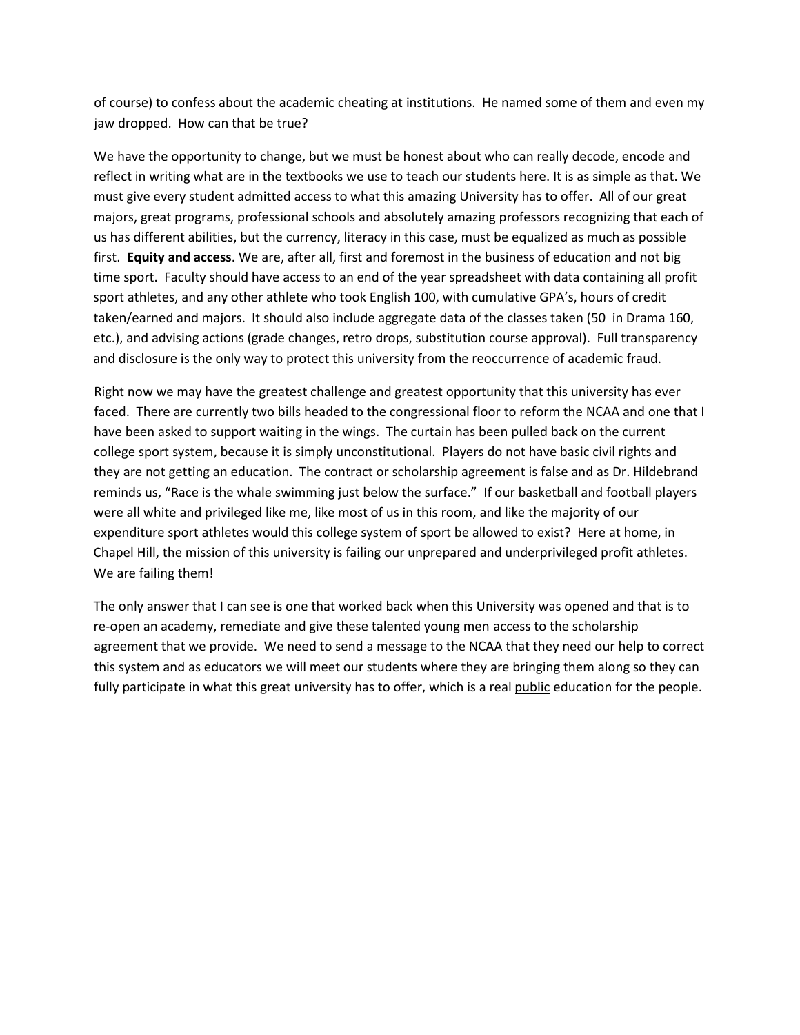of course) to confess about the academic cheating at institutions. He named some of them and even my jaw dropped. How can that be true?

We have the opportunity to change, but we must be honest about who can really decode, encode and reflect in writing what are in the textbooks we use to teach our students here. It is as simple as that. We must give every student admitted access to what this amazing University has to offer. All of our great majors, great programs, professional schools and absolutely amazing professors recognizing that each of us has different abilities, but the currency, literacy in this case, must be equalized as much as possible first. **Equity and access**. We are, after all, first and foremost in the business of education and not big time sport. Faculty should have access to an end of the year spreadsheet with data containing all profit sport athletes, and any other athlete who took English 100, with cumulative GPA's, hours of credit taken/earned and majors. It should also include aggregate data of the classes taken (50 in Drama 160, etc.), and advising actions (grade changes, retro drops, substitution course approval). Full transparency and disclosure is the only way to protect this university from the reoccurrence of academic fraud.

Right now we may have the greatest challenge and greatest opportunity that this university has ever faced. There are currently two bills headed to the congressional floor to reform the NCAA and one that I have been asked to support waiting in the wings. The curtain has been pulled back on the current college sport system, because it is simply unconstitutional. Players do not have basic civil rights and they are not getting an education. The contract or scholarship agreement is false and as Dr. Hildebrand reminds us, "Race is the whale swimming just below the surface." If our basketball and football players were all white and privileged like me, like most of us in this room, and like the majority of our expenditure sport athletes would this college system of sport be allowed to exist? Here at home, in Chapel Hill, the mission of this university is failing our unprepared and underprivileged profit athletes. We are failing them!

The only answer that I can see is one that worked back when this University was opened and that is to re-open an academy, remediate and give these talented young men access to the scholarship agreement that we provide. We need to send a message to the NCAA that they need our help to correct this system and as educators we will meet our students where they are bringing them along so they can fully participate in what this great university has to offer, which is a real <u>public</u> education for the people.